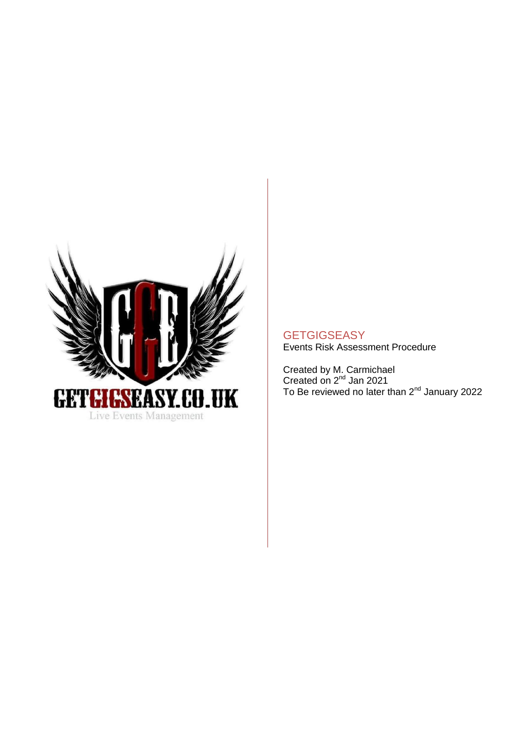GETGIGSEASY.CO.UK

Live Events Management

# GETGIGSEASY

Events Risk Assessment Procedure

Created by M. Carmichael
Created on 2nd Jan 2021
To Be reviewed no later than 2nd January 2022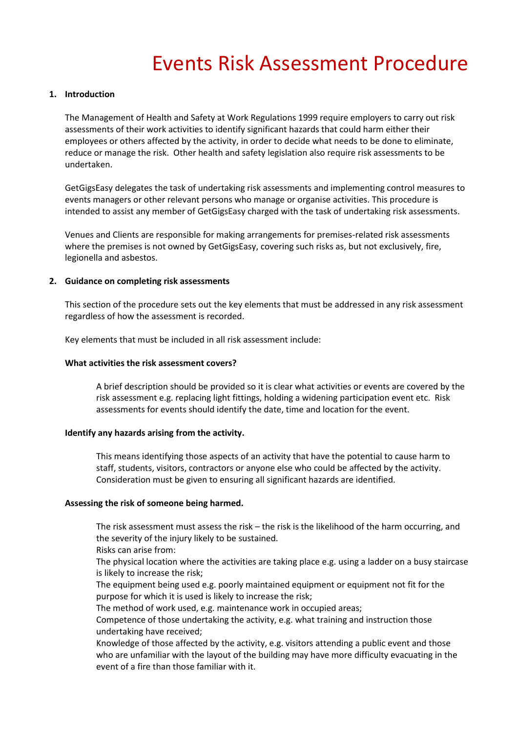# Events Risk Assessment Procedure

**1. Introduction**

The Management of Health and Safety at Work Regulations 1999 require employers to carry out risk assessments of their work activities to identify significant hazards that could harm either their employees or others affected by the activity, in order to decide what needs to be done to eliminate, reduce or manage the risk. Other health and safety legislation also require risk assessments to be undertaken.

GetGigsEasy delegates the task of undertaking risk assessments and implementing control measures to events managers or other relevant persons who manage or organise activities. This procedure is intended to assist any member of GetGigsEasy charged with the task of undertaking risk assessments.

Venues and Clients are responsible for making arrangements for premises-related risk assessments where the premises is not owned by GetGigsEasy, covering such risks as, but not exclusively, fire, legionella and asbestos.

**2. Guidance on completing risk assessments**

This section of the procedure sets out the key elements that must be addressed in any risk assessment regardless of how the assessment is recorded.

Key elements that must be included in all risk assessment include:

**What activities the risk assessment covers?**

A brief description should be provided so it is clear what activities or events are covered by the risk assessment e.g. replacing light fittings, holding a widening participation event etc. Risk assessments for events should identify the date, time and location for the event.

**Identify any hazards arising from the activity.**

This means identifying those aspects of an activity that have the potential to cause harm to staff, students, visitors, contractors or anyone else who could be affected by the activity. Consideration must be given to ensuring all significant hazards are identified.

**Assessing the risk of someone being harmed.**

The risk assessment must assess the risk – the risk is the likelihood of the harm occurring, and the severity of the injury likely to be sustained.

Risks can arise from:

The physical location where the activities are taking place e.g. using a ladder on a busy staircase is likely to increase the risk;

The equipment being used e.g. poorly maintained equipment or equipment not fit for the purpose for which it is used is likely to increase the risk;

The method of work used, e.g. maintenance work in occupied areas;

Competence of those undertaking the activity, e.g. what training and instruction those undertaking have received;

Knowledge of those affected by the activity, e.g. visitors attending a public event and those who are unfamiliar with the layout of the building may have more difficulty evacuating in the event of a fire than those familiar with it.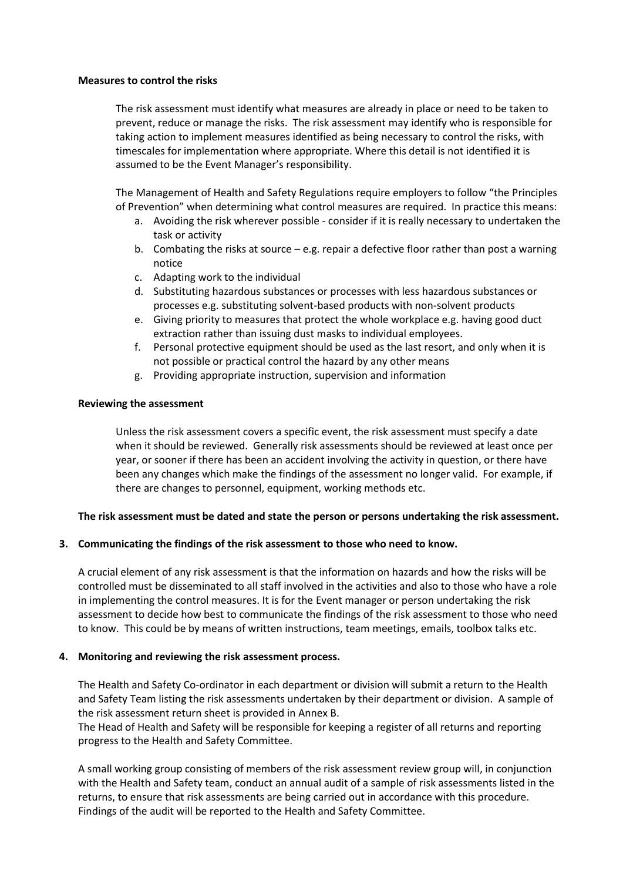**Measures to control the risks**

The risk assessment must identify what measures are already in place or need to be taken to prevent, reduce or manage the risks. The risk assessment may identify who is responsible for taking action to implement measures identified as being necessary to control the risks, with timescales for implementation where appropriate. Where this detail is not identified it is assumed to be the Event Manager's responsibility.

The Management of Health and Safety Regulations require employers to follow "the Principles of Prevention" when determining what control measures are required. In practice this means:

a. Avoiding the risk wherever possible - consider if it is really necessary to undertaken the task or activity
b. Combating the risks at source – e.g. repair a defective floor rather than post a warning notice
c. Adapting work to the individual
d. Substituting hazardous substances or processes with less hazardous substances or processes e.g. substituting solvent-based products with non-solvent products
e. Giving priority to measures that protect the whole workplace e.g. having good duct extraction rather than issuing dust masks to individual employees.
f. Personal protective equipment should be used as the last resort, and only when it is not possible or practical control the hazard by any other means
g. Providing appropriate instruction, supervision and information

**Reviewing the assessment**

Unless the risk assessment covers a specific event, the risk assessment must specify a date when it should be reviewed. Generally risk assessments should be reviewed at least once per year, or sooner if there has been an accident involving the activity in question, or there have been any changes which make the findings of the assessment no longer valid. For example, if there are changes to personnel, equipment, working methods etc.

**The risk assessment must be dated and state the person or persons undertaking the risk assessment.**

**3. Communicating the findings of the risk assessment to those who need to know.**

A crucial element of any risk assessment is that the information on hazards and how the risks will be controlled must be disseminated to all staff involved in the activities and also to those who have a role in implementing the control measures. It is for the Event manager or person undertaking the risk assessment to decide how best to communicate the findings of the risk assessment to those who need to know. This could be by means of written instructions, team meetings, emails, toolbox talks etc.

**4. Monitoring and reviewing the risk assessment process.**

The Health and Safety Co-ordinator in each department or division will submit a return to the Health and Safety Team listing the risk assessments undertaken by their department or division. A sample of the risk assessment return sheet is provided in Annex B.
The Head of Health and Safety will be responsible for keeping a register of all returns and reporting progress to the Health and Safety Committee.

A small working group consisting of members of the risk assessment review group will, in conjunction with the Health and Safety team, conduct an annual audit of a sample of risk assessments listed in the returns, to ensure that risk assessments are being carried out in accordance with this procedure. Findings of the audit will be reported to the Health and Safety Committee.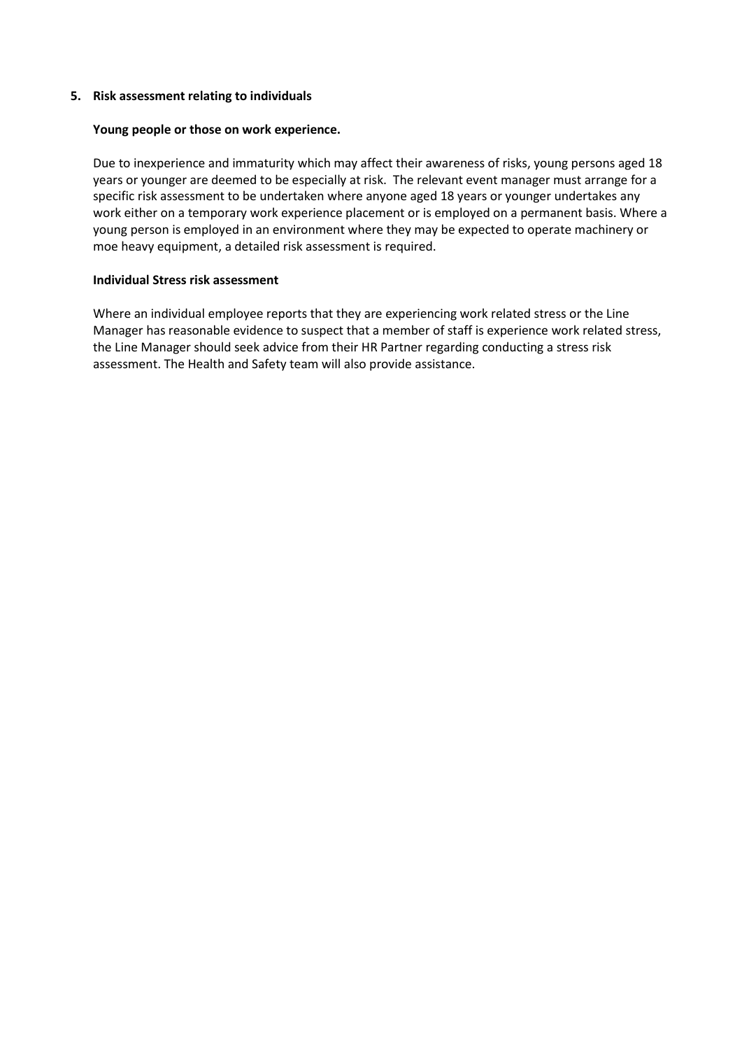## 5. Risk assessment relating to individuals

**Young people or those on work experience.**

Due to inexperience and immaturity which may affect their awareness of risks, young persons aged 18 years or younger are deemed to be especially at risk. The relevant event manager must arrange for a specific risk assessment to be undertaken where anyone aged 18 years or younger undertakes any work either on a temporary work experience placement or is employed on a permanent basis. Where a young person is employed in an environment where they may be expected to operate machinery or moe heavy equipment, a detailed risk assessment is required.

**Individual Stress risk assessment**

Where an individual employee reports that they are experiencing work related stress or the Line Manager has reasonable evidence to suspect that a member of staff is experience work related stress, the Line Manager should seek advice from their HR Partner regarding conducting a stress risk assessment. The Health and Safety team will also provide assistance.